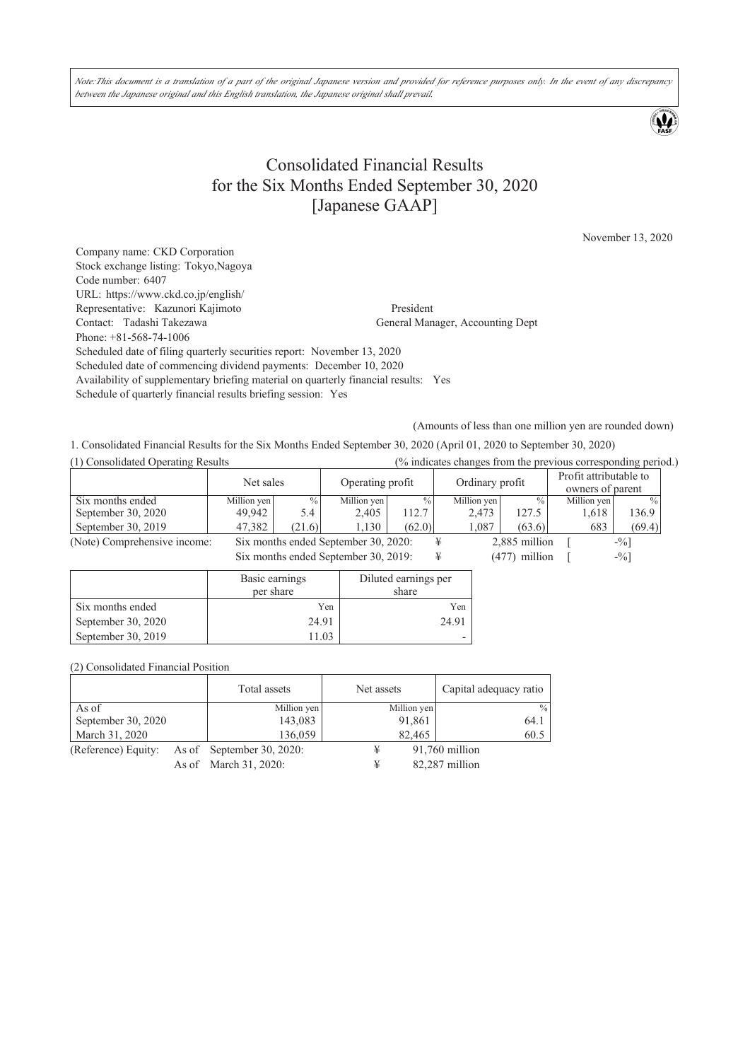*Note:This document is a translation of a part of the original Japanese version and provided for reference purposes only. In the event of any discrepancy between the Japanese original and this English translation, the Japanese original shall prevail.*

# Consolidated Financial Results for the Six Months Ended September 30, 2020 [Japanese GAAP]

November 13, 2020

Company name: CKD Corporation
Stock exchange listing: Tokyo,Nagoya
Code number: 6407
URL: https://www.ckd.co.jp/english/
Representative: Kazunori Kajimoto — President
Contact: Tadashi Takezawa — General Manager, Accounting Dept
Phone: +81-568-74-1006
Scheduled date of filing quarterly securities report: November 13, 2020
Scheduled date of commencing dividend payments: December 10, 2020
Availability of supplementary briefing material on quarterly financial results: Yes
Schedule of quarterly financial results briefing session: Yes

(Amounts of less than one million yen are rounded down)

1. Consolidated Financial Results for the Six Months Ended September 30, 2020 (April 01, 2020 to September 30, 2020)

(1) Consolidated Operating Results (% indicates changes from the previous corresponding period.)

| | Net sales | | Operating profit | | Ordinary profit | | Profit attributable to owners of parent | |
|---|---|---|---|---|---|---|---|---|
| Six months ended | Million yen | % | Million yen | % | Million yen | % | Million yen | % |
| September 30, 2020 | 49,942 | 5.4 | 2,405 | 112.7 | 2,473 | 127.5 | 1,618 | 136.9 |
| September 30, 2019 | 47,382 | (21.6) | 1,130 | (62.0) | 1,087 | (63.6) | 683 | (69.4) |

(Note) Comprehensive income: Six months ended September 30, 2020: ¥ 2,885 million [ -%]
Six months ended September 30, 2019: ¥ (477) million [ -%]

| | Basic earnings per share | Diluted earnings per share |
|---|---|---|
| Six months ended | Yen | Yen |
| September 30, 2020 | 24.91 | 24.91 |
| September 30, 2019 | 11.03 | - |

(2) Consolidated Financial Position

| | Total assets | Net assets | Capital adequacy ratio |
|---|---|---|---|
| As of | Million yen | Million yen | % |
| September 30, 2020 | 143,083 | 91,861 | 64.1 |
| March 31, 2020 | 136,059 | 82,465 | 60.5 |

(Reference) Equity: As of September 30, 2020: ¥ 91,760 million
As of March 31, 2020: ¥ 82,287 million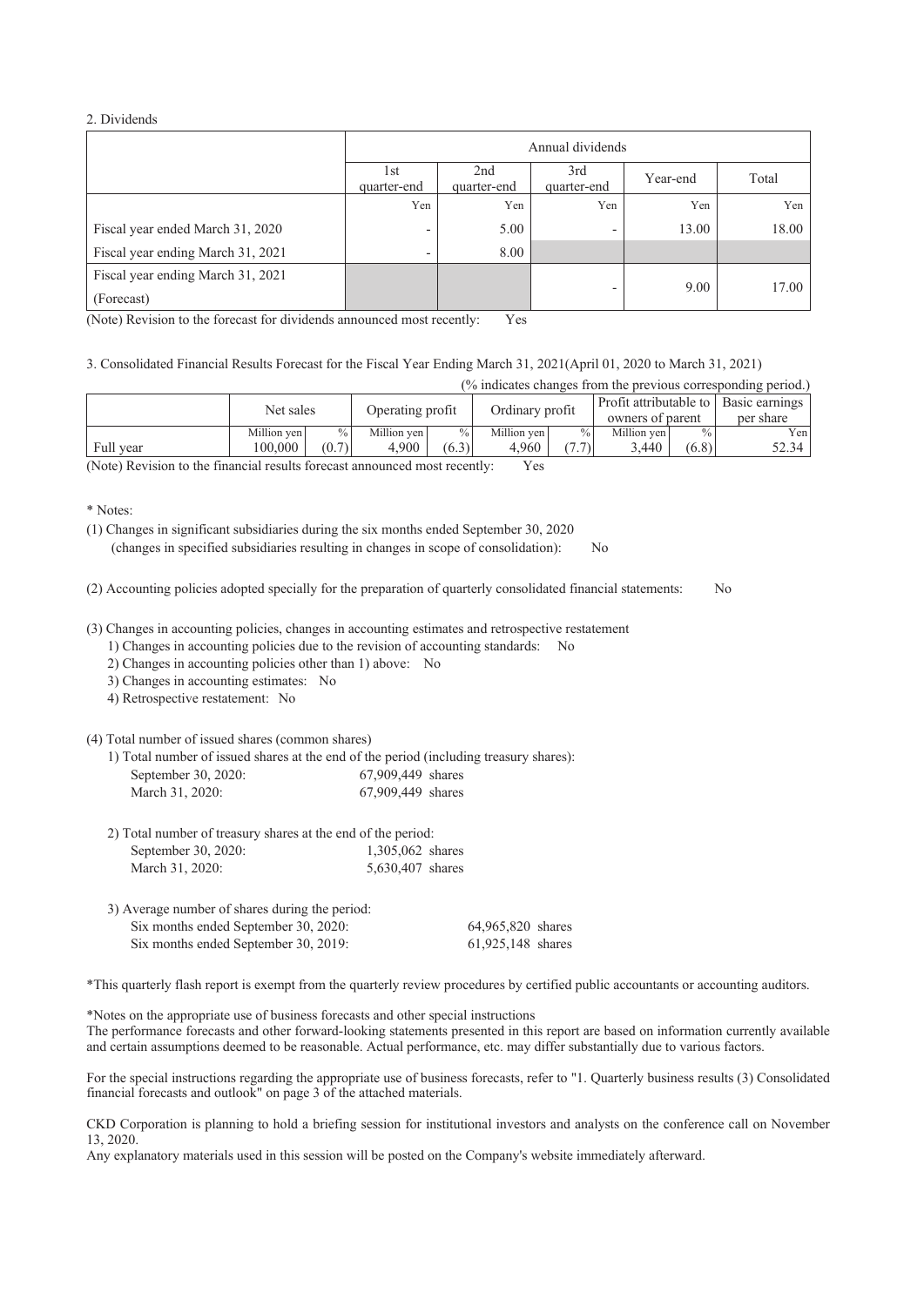## 2. Dividends

| | Annual dividends | | | | |
|---|---|---|---|---|---|
| | 1st quarter-end | 2nd quarter-end | 3rd quarter-end | Year-end | Total |
| | Yen | Yen | Yen | Yen | Yen |
| Fiscal year ended March 31, 2020 | - | 5.00 | - | 13.00 | 18.00 |
| Fiscal year ending March 31, 2021 | - | 8.00 | | | |
| Fiscal year ending March 31, 2021 (Forecast) | | | - | 9.00 | 17.00 |

(Note) Revision to the forecast for dividends announced most recently: Yes

## 3. Consolidated Financial Results Forecast for the Fiscal Year Ending March 31, 2021(April 01, 2020 to March 31, 2021)

(% indicates changes from the previous corresponding period.)

| | Net sales | | Operating profit | | Ordinary profit | | Profit attributable to owners of parent | | Basic earnings per share |
|---|---|---|---|---|---|---|---|---|---|
| | Million yen | % | Million yen | % | Million yen | % | Million yen | % | Yen |
| Full year | 100,000 | (0.7) | 4,900 | (6.3) | 4,960 | (7.7) | 3,440 | (6.8) | 52.34 |

(Note) Revision to the financial results forecast announced most recently: Yes

\* Notes:

(1) Changes in significant subsidiaries during the six months ended September 30, 2020
(changes in specified subsidiaries resulting in changes in scope of consolidation): No

(2) Accounting policies adopted specially for the preparation of quarterly consolidated financial statements: No

(3) Changes in accounting policies, changes in accounting estimates and retrospective restatement
1) Changes in accounting policies due to the revision of accounting standards: No
2) Changes in accounting policies other than 1) above: No
3) Changes in accounting estimates: No
4) Retrospective restatement: No

(4) Total number of issued shares (common shares)

1) Total number of issued shares at the end of the period (including treasury shares):
September 30, 2020: 67,909,449 shares
March 31, 2020: 67,909,449 shares

2) Total number of treasury shares at the end of the period:
September 30, 2020: 1,305,062 shares
March 31, 2020: 5,630,407 shares

3) Average number of shares during the period:
Six months ended September 30, 2020: 64,965,820 shares
Six months ended September 30, 2019: 61,925,148 shares

\*This quarterly flash report is exempt from the quarterly review procedures by certified public accountants or accounting auditors.

\*Notes on the appropriate use of business forecasts and other special instructions
The performance forecasts and other forward-looking statements presented in this report are based on information currently available and certain assumptions deemed to be reasonable. Actual performance, etc. may differ substantially due to various factors.

For the special instructions regarding the appropriate use of business forecasts, refer to "1. Quarterly business results (3) Consolidated financial forecasts and outlook" on page 3 of the attached materials.

CKD Corporation is planning to hold a briefing session for institutional investors and analysts on the conference call on November 13, 2020.
Any explanatory materials used in this session will be posted on the Company's website immediately afterward.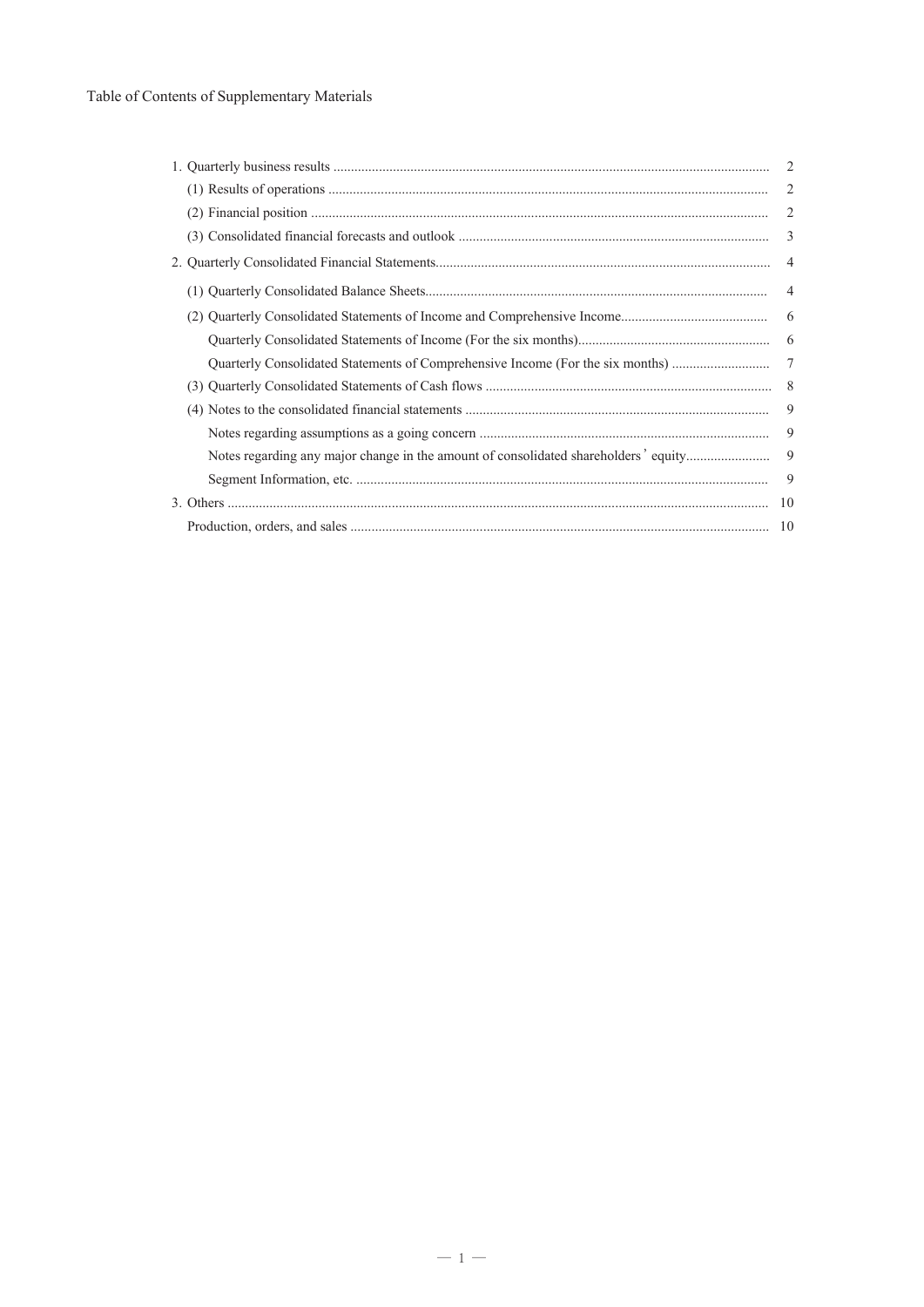Table of Contents of Supplementary Materials

| | |
|---|---|
| 1. Quarterly business results | 2 |
| (1) Results of operations | 2 |
| (2) Financial position | 2 |
| (3) Consolidated financial forecasts and outlook | 3 |
| 2. Quarterly Consolidated Financial Statements | 4 |
| (1) Quarterly Consolidated Balance Sheets | 4 |
| (2) Quarterly Consolidated Statements of Income and Comprehensive Income | 6 |
| Quarterly Consolidated Statements of Income (For the six months) | 6 |
| Quarterly Consolidated Statements of Comprehensive Income (For the six months) | 7 |
| (3) Quarterly Consolidated Statements of Cash flows | 8 |
| (4) Notes to the consolidated financial statements | 9 |
| Notes regarding assumptions as a going concern | 9 |
| Notes regarding any major change in the amount of consolidated shareholders' equity | 9 |
| Segment Information, etc. | 9 |
| 3. Others | 10 |
| Production, orders, and sales | 10 |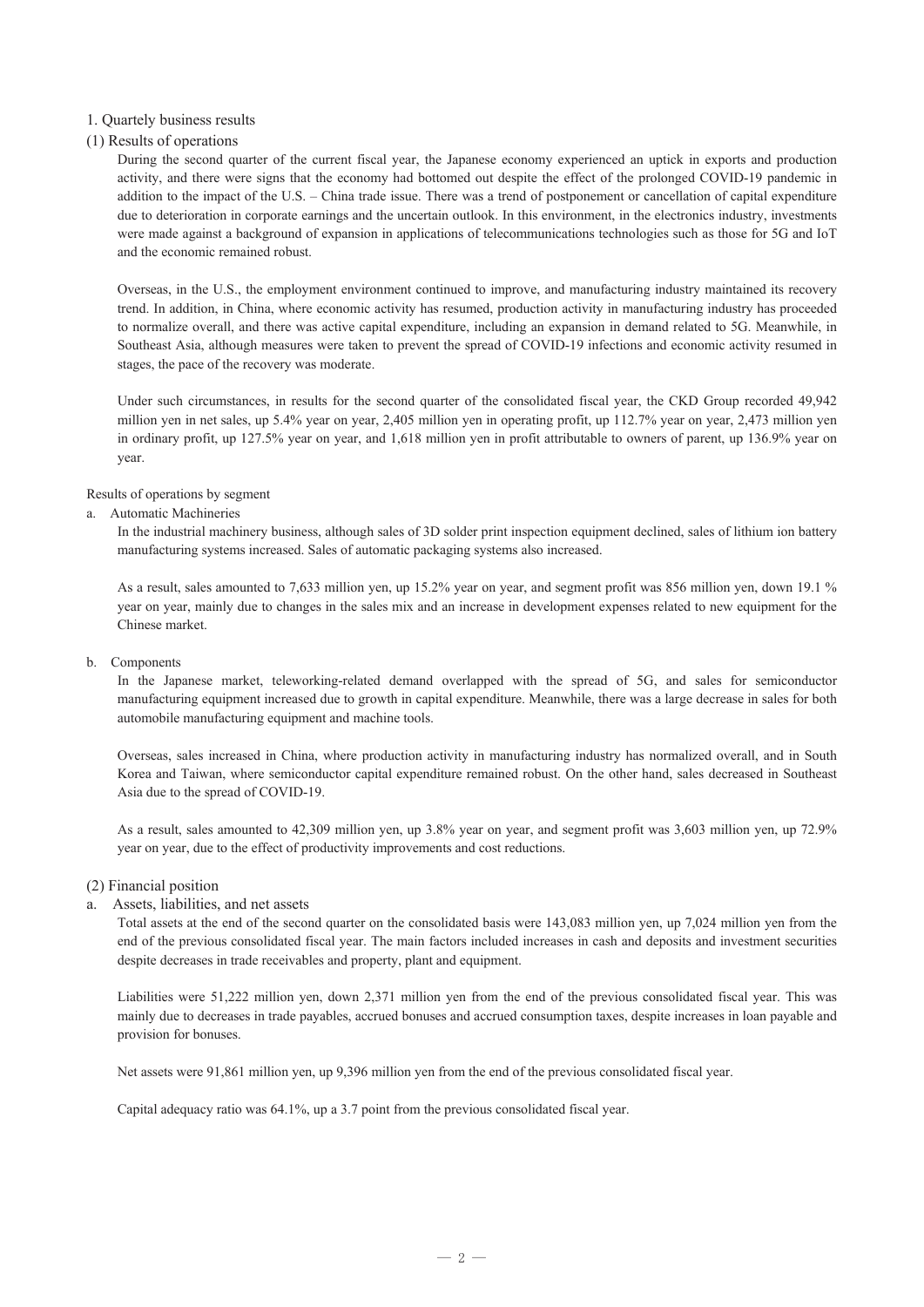## 1. Quartely business results

### (1) Results of operations

During the second quarter of the current fiscal year, the Japanese economy experienced an uptick in exports and production activity, and there were signs that the economy had bottomed out despite the effect of the prolonged COVID-19 pandemic in addition to the impact of the U.S. – China trade issue. There was a trend of postponement or cancellation of capital expenditure due to deterioration in corporate earnings and the uncertain outlook. In this environment, in the electronics industry, investments were made against a background of expansion in applications of telecommunications technologies such as those for 5G and IoT and the economic remained robust.

Overseas, in the U.S., the employment environment continued to improve, and manufacturing industry maintained its recovery trend. In addition, in China, where economic activity has resumed, production activity in manufacturing industry has proceeded to normalize overall, and there was active capital expenditure, including an expansion in demand related to 5G. Meanwhile, in Southeast Asia, although measures were taken to prevent the spread of COVID-19 infections and economic activity resumed in stages, the pace of the recovery was moderate.

Under such circumstances, in results for the second quarter of the consolidated fiscal year, the CKD Group recorded 49,942 million yen in net sales, up 5.4% year on year, 2,405 million yen in operating profit, up 112.7% year on year, 2,473 million yen in ordinary profit, up 127.5% year on year, and 1,618 million yen in profit attributable to owners of parent, up 136.9% year on year.

Results of operations by segment

a. Automatic Machineries

In the industrial machinery business, although sales of 3D solder print inspection equipment declined, sales of lithium ion battery manufacturing systems increased. Sales of automatic packaging systems also increased.

As a result, sales amounted to 7,633 million yen, up 15.2% year on year, and segment profit was 856 million yen, down 19.1 % year on year, mainly due to changes in the sales mix and an increase in development expenses related to new equipment for the Chinese market.

b. Components

In the Japanese market, teleworking-related demand overlapped with the spread of 5G, and sales for semiconductor manufacturing equipment increased due to growth in capital expenditure. Meanwhile, there was a large decrease in sales for both automobile manufacturing equipment and machine tools.

Overseas, sales increased in China, where production activity in manufacturing industry has normalized overall, and in South Korea and Taiwan, where semiconductor capital expenditure remained robust. On the other hand, sales decreased in Southeast Asia due to the spread of COVID-19.

As a result, sales amounted to 42,309 million yen, up 3.8% year on year, and segment profit was 3,603 million yen, up 72.9% year on year, due to the effect of productivity improvements and cost reductions.

### (2) Financial position

a. Assets, liabilities, and net assets

Total assets at the end of the second quarter on the consolidated basis were 143,083 million yen, up 7,024 million yen from the end of the previous consolidated fiscal year. The main factors included increases in cash and deposits and investment securities despite decreases in trade receivables and property, plant and equipment.

Liabilities were 51,222 million yen, down 2,371 million yen from the end of the previous consolidated fiscal year. This was mainly due to decreases in trade payables, accrued bonuses and accrued consumption taxes, despite increases in loan payable and provision for bonuses.

Net assets were 91,861 million yen, up 9,396 million yen from the end of the previous consolidated fiscal year.

Capital adequacy ratio was 64.1%, up a 3.7 point from the previous consolidated fiscal year.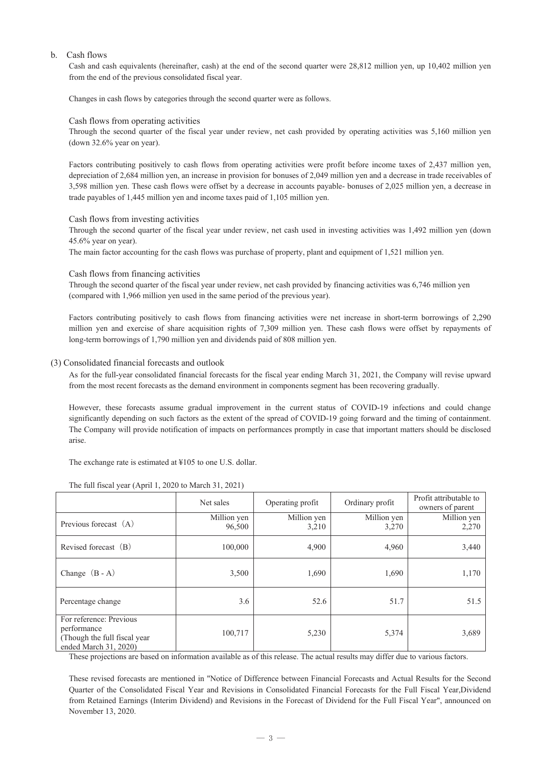b. Cash flows

Cash and cash equivalents (hereinafter, cash) at the end of the second quarter were 28,812 million yen, up 10,402 million yen from the end of the previous consolidated fiscal year.

Changes in cash flows by categories through the second quarter were as follows.

Cash flows from operating activities

Through the second quarter of the fiscal year under review, net cash provided by operating activities was 5,160 million yen (down 32.6% year on year).

Factors contributing positively to cash flows from operating activities were profit before income taxes of 2,437 million yen, depreciation of 2,684 million yen, an increase in provision for bonuses of 2,049 million yen and a decrease in trade receivables of 3,598 million yen. These cash flows were offset by a decrease in accounts payable- bonuses of 2,025 million yen, a decrease in trade payables of 1,445 million yen and income taxes paid of 1,105 million yen.

Cash flows from investing activities

Through the second quarter of the fiscal year under review, net cash used in investing activities was 1,492 million yen (down 45.6% year on year).

The main factor accounting for the cash flows was purchase of property, plant and equipment of 1,521 million yen.

Cash flows from financing activities

Through the second quarter of the fiscal year under review, net cash provided by financing activities was 6,746 million yen (compared with 1,966 million yen used in the same period of the previous year).

Factors contributing positively to cash flows from financing activities were net increase in short-term borrowings of 2,290 million yen and exercise of share acquisition rights of 7,309 million yen. These cash flows were offset by repayments of long-term borrowings of 1,790 million yen and dividends paid of 808 million yen.

(3) Consolidated financial forecasts and outlook

As for the full-year consolidated financial forecasts for the fiscal year ending March 31, 2021, the Company will revise upward from the most recent forecasts as the demand environment in components segment has been recovering gradually.

However, these forecasts assume gradual improvement in the current status of COVID-19 infections and could change significantly depending on such factors as the extent of the spread of COVID-19 going forward and the timing of containment. The Company will provide notification of impacts on performances promptly in case that important matters should be disclosed arise.

The exchange rate is estimated at ¥105 to one U.S. dollar.

The full fiscal year (April 1, 2020 to March 31, 2021)

| | Net sales | Operating profit | Ordinary profit | Profit attributable to owners of parent |
|---|---|---|---|---|
| Previous forecast（A） | Million yen 96,500 | Million yen 3,210 | Million yen 3,270 | Million yen 2,270 |
| Revised forecast（B） | 100,000 | 4,900 | 4,960 | 3,440 |
| Change（B - A） | 3,500 | 1,690 | 1,690 | 1,170 |
| Percentage change | 3.6 | 52.6 | 51.7 | 51.5 |
| For reference: Previous performance (Though the full fiscal year ended March 31, 2020) | 100,717 | 5,230 | 5,374 | 3,689 |

These projections are based on information available as of this release. The actual results may differ due to various factors.

These revised forecasts are mentioned in "Notice of Difference between Financial Forecasts and Actual Results for the Second Quarter of the Consolidated Fiscal Year and Revisions in Consolidated Financial Forecasts for the Full Fiscal Year,Dividend from Retained Earnings (Interim Dividend) and Revisions in the Forecast of Dividend for the Full Fiscal Year", announced on November 13, 2020.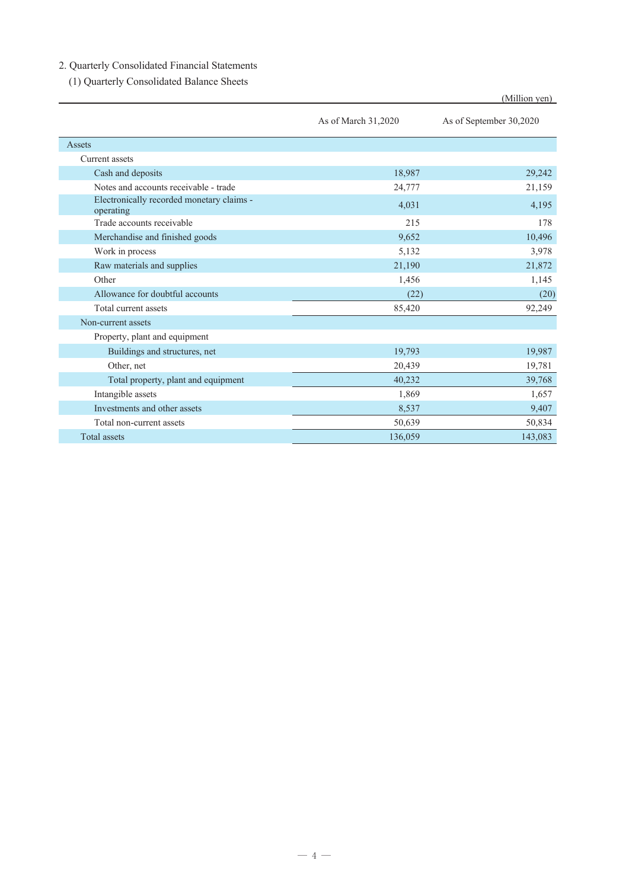## 2. Quarterly Consolidated Financial Statements

### (1) Quarterly Consolidated Balance Sheets

(Million yen)

| | As of March 31,2020 | As of September 30,2020 |
|---|---|---|
| Assets | | |
| Current assets | | |
| Cash and deposits | 18,987 | 29,242 |
| Notes and accounts receivable - trade | 24,777 | 21,159 |
| Electronically recorded monetary claims - operating | 4,031 | 4,195 |
| Trade accounts receivable | 215 | 178 |
| Merchandise and finished goods | 9,652 | 10,496 |
| Work in process | 5,132 | 3,978 |
| Raw materials and supplies | 21,190 | 21,872 |
| Other | 1,456 | 1,145 |
| Allowance for doubtful accounts | (22) | (20) |
| Total current assets | 85,420 | 92,249 |
| Non-current assets | | |
| Property, plant and equipment | | |
| Buildings and structures, net | 19,793 | 19,987 |
| Other, net | 20,439 | 19,781 |
| Total property, plant and equipment | 40,232 | 39,768 |
| Intangible assets | 1,869 | 1,657 |
| Investments and other assets | 8,537 | 9,407 |
| Total non-current assets | 50,639 | 50,834 |
| Total assets | 136,059 | 143,083 |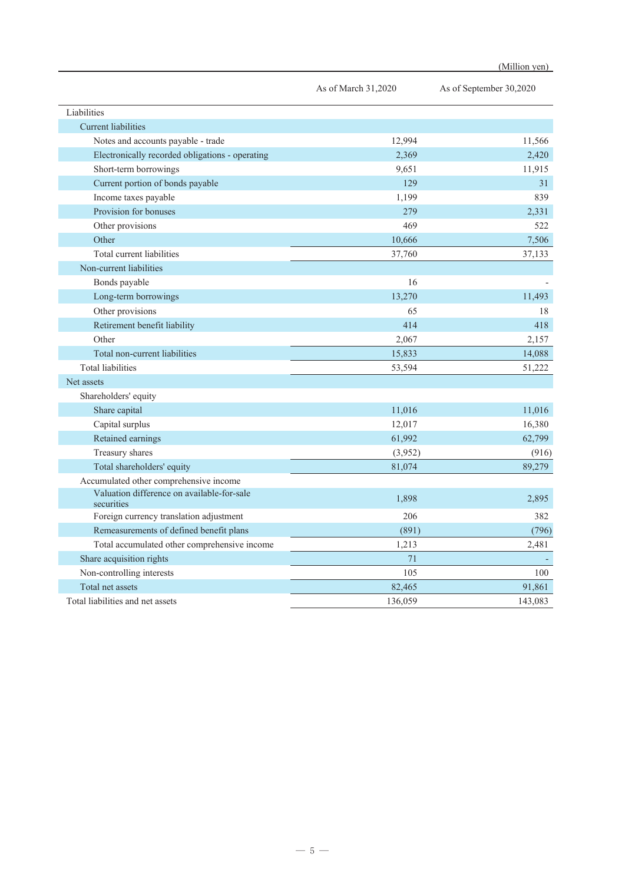(Million yen)

| | As of March 31,2020 | As of September 30,2020 |
|---|---|---|
| Liabilities | | |
| Current liabilities | | |
| Notes and accounts payable - trade | 12,994 | 11,566 |
| Electronically recorded obligations - operating | 2,369 | 2,420 |
| Short-term borrowings | 9,651 | 11,915 |
| Current portion of bonds payable | 129 | 31 |
| Income taxes payable | 1,199 | 839 |
| Provision for bonuses | 279 | 2,331 |
| Other provisions | 469 | 522 |
| Other | 10,666 | 7,506 |
| Total current liabilities | 37,760 | 37,133 |
| Non-current liabilities | | |
| Bonds payable | 16 | - |
| Long-term borrowings | 13,270 | 11,493 |
| Other provisions | 65 | 18 |
| Retirement benefit liability | 414 | 418 |
| Other | 2,067 | 2,157 |
| Total non-current liabilities | 15,833 | 14,088 |
| Total liabilities | 53,594 | 51,222 |
| Net assets | | |
| Shareholders' equity | | |
| Share capital | 11,016 | 11,016 |
| Capital surplus | 12,017 | 16,380 |
| Retained earnings | 61,992 | 62,799 |
| Treasury shares | (3,952) | (916) |
| Total shareholders' equity | 81,074 | 89,279 |
| Accumulated other comprehensive income | | |
| Valuation difference on available-for-sale securities | 1,898 | 2,895 |
| Foreign currency translation adjustment | 206 | 382 |
| Remeasurements of defined benefit plans | (891) | (796) |
| Total accumulated other comprehensive income | 1,213 | 2,481 |
| Share acquisition rights | 71 | - |
| Non-controlling interests | 105 | 100 |
| Total net assets | 82,465 | 91,861 |
| Total liabilities and net assets | 136,059 | 143,083 |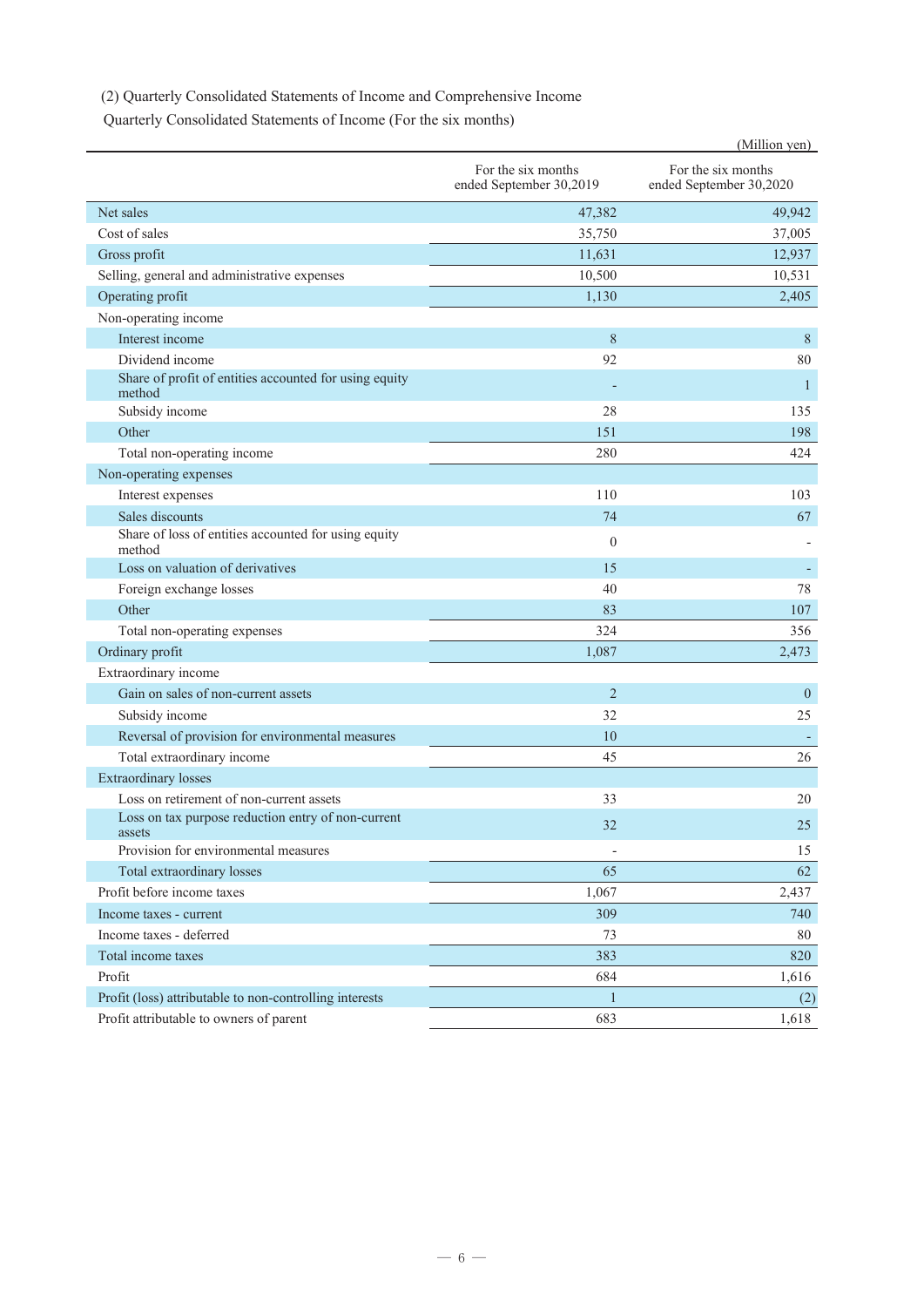(2) Quarterly Consolidated Statements of Income and Comprehensive Income

Quarterly Consolidated Statements of Income (For the six months)

(Million yen)

| | For the six months ended September 30,2019 | For the six months ended September 30,2020 |
|---|---|---|
| Net sales | 47,382 | 49,942 |
| Cost of sales | 35,750 | 37,005 |
| Gross profit | 11,631 | 12,937 |
| Selling, general and administrative expenses | 10,500 | 10,531 |
| Operating profit | 1,130 | 2,405 |
| Non-operating income | | |
| Interest income | 8 | 8 |
| Dividend income | 92 | 80 |
| Share of profit of entities accounted for using equity method | - | 1 |
| Subsidy income | 28 | 135 |
| Other | 151 | 198 |
| Total non-operating income | 280 | 424 |
| Non-operating expenses | | |
| Interest expenses | 110 | 103 |
| Sales discounts | 74 | 67 |
| Share of loss of entities accounted for using equity method | 0 | - |
| Loss on valuation of derivatives | 15 | - |
| Foreign exchange losses | 40 | 78 |
| Other | 83 | 107 |
| Total non-operating expenses | 324 | 356 |
| Ordinary profit | 1,087 | 2,473 |
| Extraordinary income | | |
| Gain on sales of non-current assets | 2 | 0 |
| Subsidy income | 32 | 25 |
| Reversal of provision for environmental measures | 10 | - |
| Total extraordinary income | 45 | 26 |
| Extraordinary losses | | |
| Loss on retirement of non-current assets | 33 | 20 |
| Loss on tax purpose reduction entry of non-current assets | 32 | 25 |
| Provision for environmental measures | - | 15 |
| Total extraordinary losses | 65 | 62 |
| Profit before income taxes | 1,067 | 2,437 |
| Income taxes - current | 309 | 740 |
| Income taxes - deferred | 73 | 80 |
| Total income taxes | 383 | 820 |
| Profit | 684 | 1,616 |
| Profit (loss) attributable to non-controlling interests | 1 | (2) |
| Profit attributable to owners of parent | 683 | 1,618 |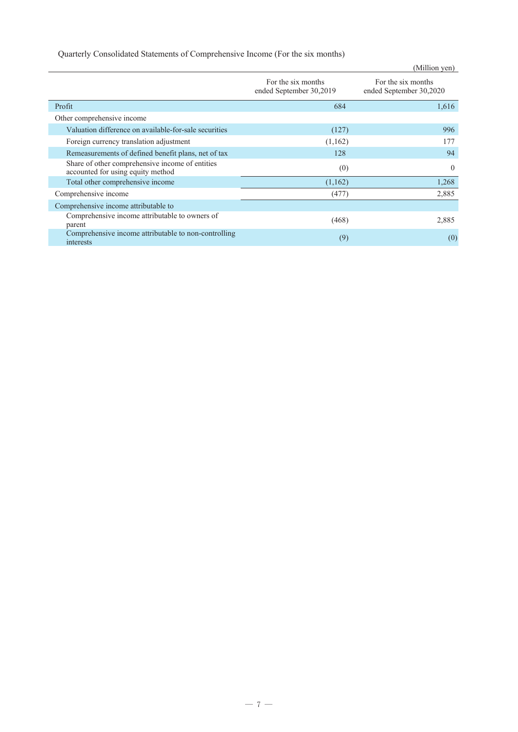Quarterly Consolidated Statements of Comprehensive Income (For the six months)

(Million yen)

| | For the six months ended September 30,2019 | For the six months ended September 30,2020 |
|---|---|---|
| Profit | 684 | 1,616 |
| Other comprehensive income | | |
| Valuation difference on available-for-sale securities | (127) | 996 |
| Foreign currency translation adjustment | (1,162) | 177 |
| Remeasurements of defined benefit plans, net of tax | 128 | 94 |
| Share of other comprehensive income of entities accounted for using equity method | (0) | 0 |
| Total other comprehensive income | (1,162) | 1,268 |
| Comprehensive income | (477) | 2,885 |
| Comprehensive income attributable to | | |
| Comprehensive income attributable to owners of parent | (468) | 2,885 |
| Comprehensive income attributable to non-controlling interests | (9) | (0) |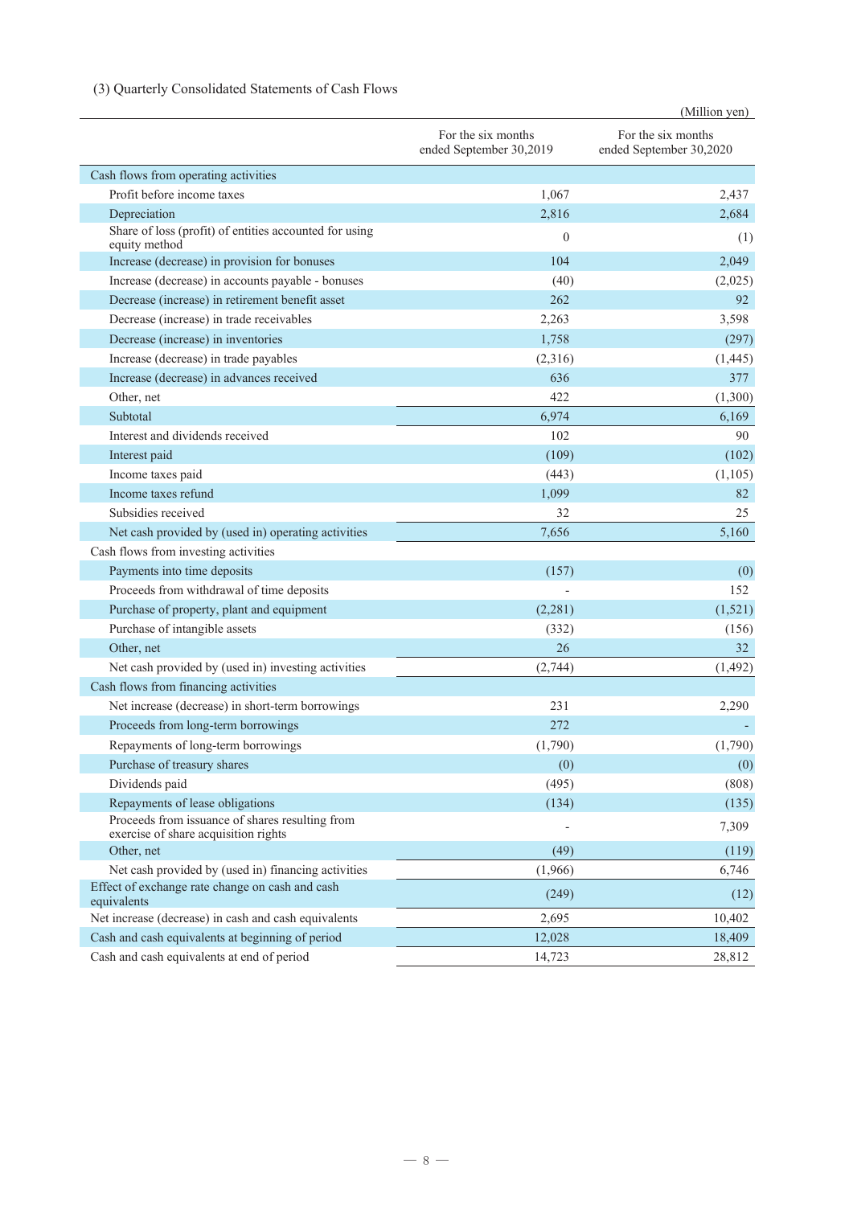### (3) Quarterly Consolidated Statements of Cash Flows

(Million yen)

| | For the six months ended September 30,2019 | For the six months ended September 30,2020 |
|---|---|---|
| Cash flows from operating activities | | |
| Profit before income taxes | 1,067 | 2,437 |
| Depreciation | 2,816 | 2,684 |
| Share of loss (profit) of entities accounted for using equity method | 0 | (1) |
| Increase (decrease) in provision for bonuses | 104 | 2,049 |
| Increase (decrease) in accounts payable - bonuses | (40) | (2,025) |
| Decrease (increase) in retirement benefit asset | 262 | 92 |
| Decrease (increase) in trade receivables | 2,263 | 3,598 |
| Decrease (increase) in inventories | 1,758 | (297) |
| Increase (decrease) in trade payables | (2,316) | (1,445) |
| Increase (decrease) in advances received | 636 | 377 |
| Other, net | 422 | (1,300) |
| Subtotal | 6,974 | 6,169 |
| Interest and dividends received | 102 | 90 |
| Interest paid | (109) | (102) |
| Income taxes paid | (443) | (1,105) |
| Income taxes refund | 1,099 | 82 |
| Subsidies received | 32 | 25 |
| Net cash provided by (used in) operating activities | 7,656 | 5,160 |
| Cash flows from investing activities | | |
| Payments into time deposits | (157) | (0) |
| Proceeds from withdrawal of time deposits | - | 152 |
| Purchase of property, plant and equipment | (2,281) | (1,521) |
| Purchase of intangible assets | (332) | (156) |
| Other, net | 26 | 32 |
| Net cash provided by (used in) investing activities | (2,744) | (1,492) |
| Cash flows from financing activities | | |
| Net increase (decrease) in short-term borrowings | 231 | 2,290 |
| Proceeds from long-term borrowings | 272 | - |
| Repayments of long-term borrowings | (1,790) | (1,790) |
| Purchase of treasury shares | (0) | (0) |
| Dividends paid | (495) | (808) |
| Repayments of lease obligations | (134) | (135) |
| Proceeds from issuance of shares resulting from exercise of share acquisition rights | - | 7,309 |
| Other, net | (49) | (119) |
| Net cash provided by (used in) financing activities | (1,966) | 6,746 |
| Effect of exchange rate change on cash and cash equivalents | (249) | (12) |
| Net increase (decrease) in cash and cash equivalents | 2,695 | 10,402 |
| Cash and cash equivalents at beginning of period | 12,028 | 18,409 |
| Cash and cash equivalents at end of period | 14,723 | 28,812 |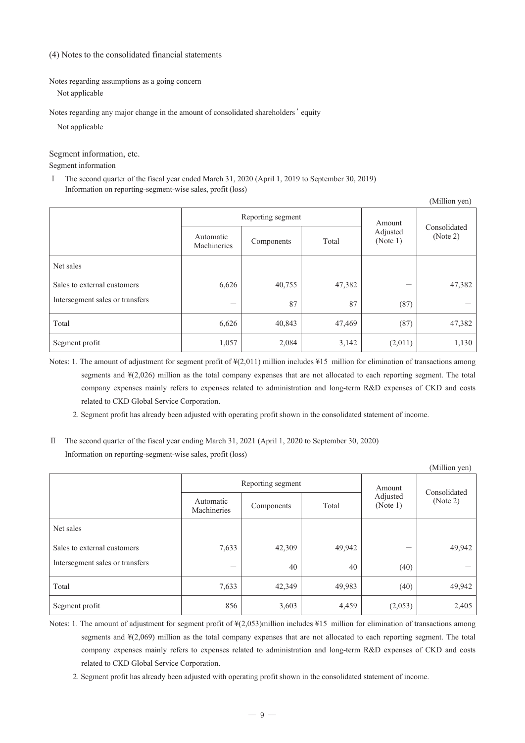(4) Notes to the consolidated financial statements

Notes regarding assumptions as a going concern

Not applicable

Notes regarding any major change in the amount of consolidated shareholders' equity

Not applicable

Segment information, etc.

Segment information

I The second quarter of the fiscal year ended March 31, 2020 (April 1, 2019 to September 30, 2019)
Information on reporting-segment-wise sales, profit (loss)

(Million yen)

| | Reporting segment | | | Amount Adjusted (Note 1) | Consolidated (Note 2) |
|---|---|---|---|---|---|
| | Automatic Machineries | Components | Total | | |
| Net sales | | | | | |
| Sales to external customers | 6,626 | 40,755 | 47,382 | — | 47,382 |
| Intersegment sales or transfers | — | 87 | 87 | (87) | — |
| Total | 6,626 | 40,843 | 47,469 | (87) | 47,382 |
| Segment profit | 1,057 | 2,084 | 3,142 | (2,011) | 1,130 |

Notes: 1. The amount of adjustment for segment profit of ¥(2,011) million includes ¥15 million for elimination of transactions among segments and ¥(2,026) million as the total company expenses that are not allocated to each reporting segment. The total company expenses mainly refers to expenses related to administration and long-term R&D expenses of CKD and costs related to CKD Global Service Corporation.

2. Segment profit has already been adjusted with operating profit shown in the consolidated statement of income.

II The second quarter of the fiscal year ending March 31, 2021 (April 1, 2020 to September 30, 2020)
Information on reporting-segment-wise sales, profit (loss)

(Million yen)

| | Reporting segment | | | Amount Adjusted (Note 1) | Consolidated (Note 2) |
|---|---|---|---|---|---|
| | Automatic Machineries | Components | Total | | |
| Net sales | | | | | |
| Sales to external customers | 7,633 | 42,309 | 49,942 | — | 49,942 |
| Intersegment sales or transfers | — | 40 | 40 | (40) | — |
| Total | 7,633 | 42,349 | 49,983 | (40) | 49,942 |
| Segment profit | 856 | 3,603 | 4,459 | (2,053) | 2,405 |

Notes: 1. The amount of adjustment for segment profit of ¥(2,053)million includes ¥15 million for elimination of transactions among segments and ¥(2,069) million as the total company expenses that are not allocated to each reporting segment. The total company expenses mainly refers to expenses related to administration and long-term R&D expenses of CKD and costs related to CKD Global Service Corporation.

2. Segment profit has already been adjusted with operating profit shown in the consolidated statement of income.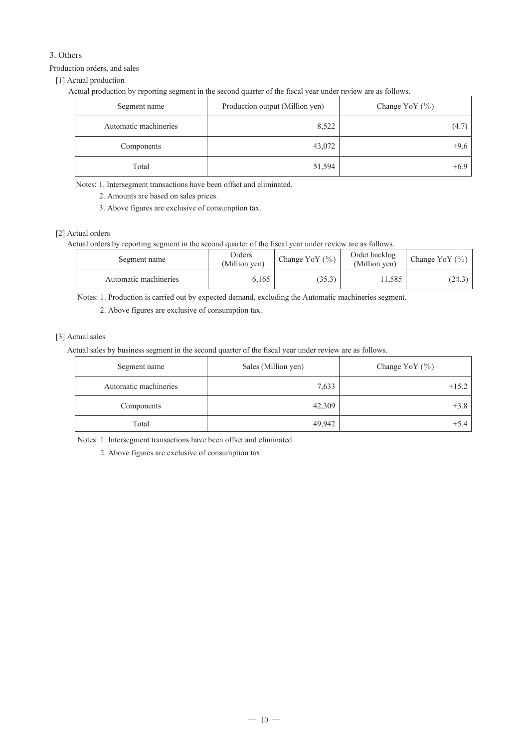3. Others

Production orders, and sales

[1] Actual production

Actual production by reporting segment in the second quarter of the fiscal year under review are as follows.

| Segment name | Production output (Million yen) | Change YoY (%) |
|---|---|---|
| Automatic machineries | 8,522 | (4.7) |
| Components | 43,072 | +9.6 |
| Total | 51,594 | +6.9 |

Notes: 1. Intersegment transactions have been offset and eliminated.

2. Amounts are based on sales prices.

3. Above figures are exclusive of consumption tax.

[2] Actual orders

Actual orders by reporting segment in the second quarter of the fiscal year under review are as follows.

| Segment name | Orders (Million yen) | Change YoY (%) | Ordet backlog (Million yen) | Change YoY (%) |
|---|---|---|---|---|
| Automatic machineries | 6,165 | (35.3) | 11,585 | (24.3) |

Notes: 1. Production is carried out by expected demand, excluding the Automatic machineries segment.

2. Above figures are exclusive of consumption tax.

[3] Actual sales

Actual sales by business segment in the second quarter of the fiscal year under review are as follows.

| Segment name | Sales (Million yen) | Change YoY (%) |
|---|---|---|
| Automatic machineries | 7,633 | +15.2 |
| Components | 42,309 | +3.8 |
| Total | 49,942 | +5.4 |

Notes: 1. Intersegment transactions have been offset and eliminated.

2. Above figures are exclusive of consumption tax.